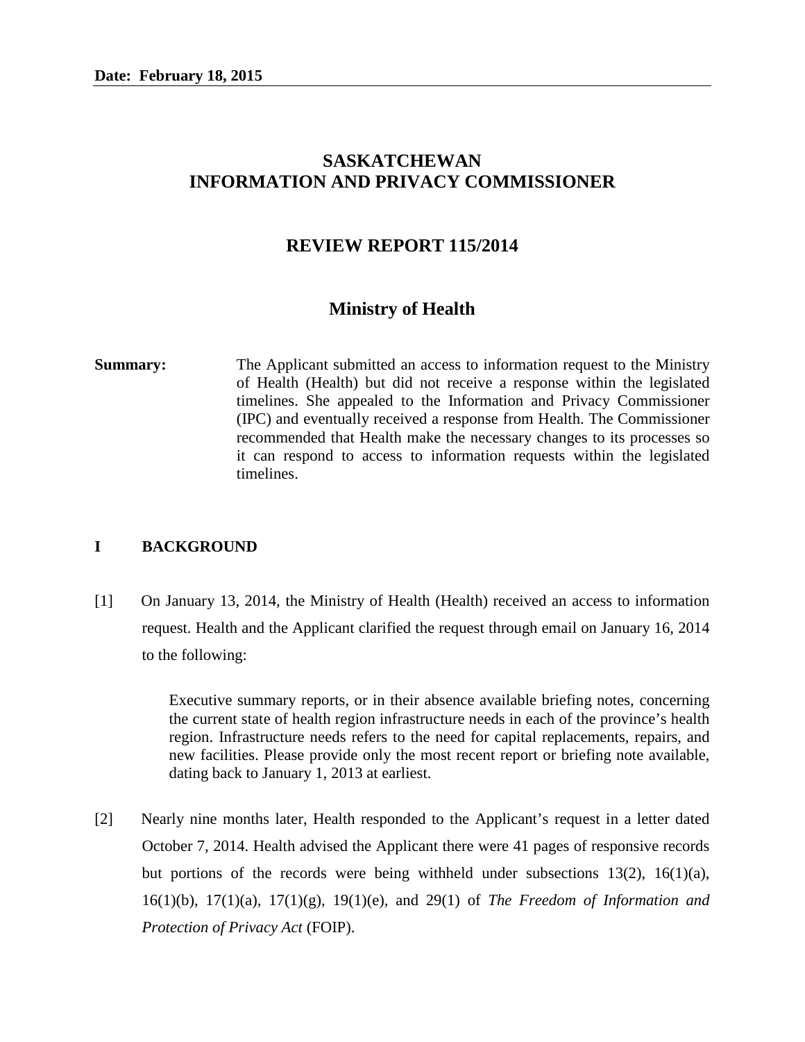**Date: February 18, 2015**

# SASKATCHEWAN INFORMATION AND PRIVACY COMMISSIONER

## REVIEW REPORT 115/2014

## Ministry of Health

**Summary:** The Applicant submitted an access to information request to the Ministry of Health (Health) but did not receive a response within the legislated timelines. She appealed to the Information and Privacy Commissioner (IPC) and eventually received a response from Health. The Commissioner recommended that Health make the necessary changes to its processes so it can respond to access to information requests within the legislated timelines.

## I BACKGROUND

[1] On January 13, 2014, the Ministry of Health (Health) received an access to information request. Health and the Applicant clarified the request through email on January 16, 2014 to the following:

> Executive summary reports, or in their absence available briefing notes, concerning the current state of health region infrastructure needs in each of the province's health region. Infrastructure needs refers to the need for capital replacements, repairs, and new facilities. Please provide only the most recent report or briefing note available, dating back to January 1, 2013 at earliest.

[2] Nearly nine months later, Health responded to the Applicant's request in a letter dated October 7, 2014. Health advised the Applicant there were 41 pages of responsive records but portions of the records were being withheld under subsections 13(2), 16(1)(a), 16(1)(b), 17(1)(a), 17(1)(g), 19(1)(e), and 29(1) of *The Freedom of Information and Protection of Privacy Act* (FOIP).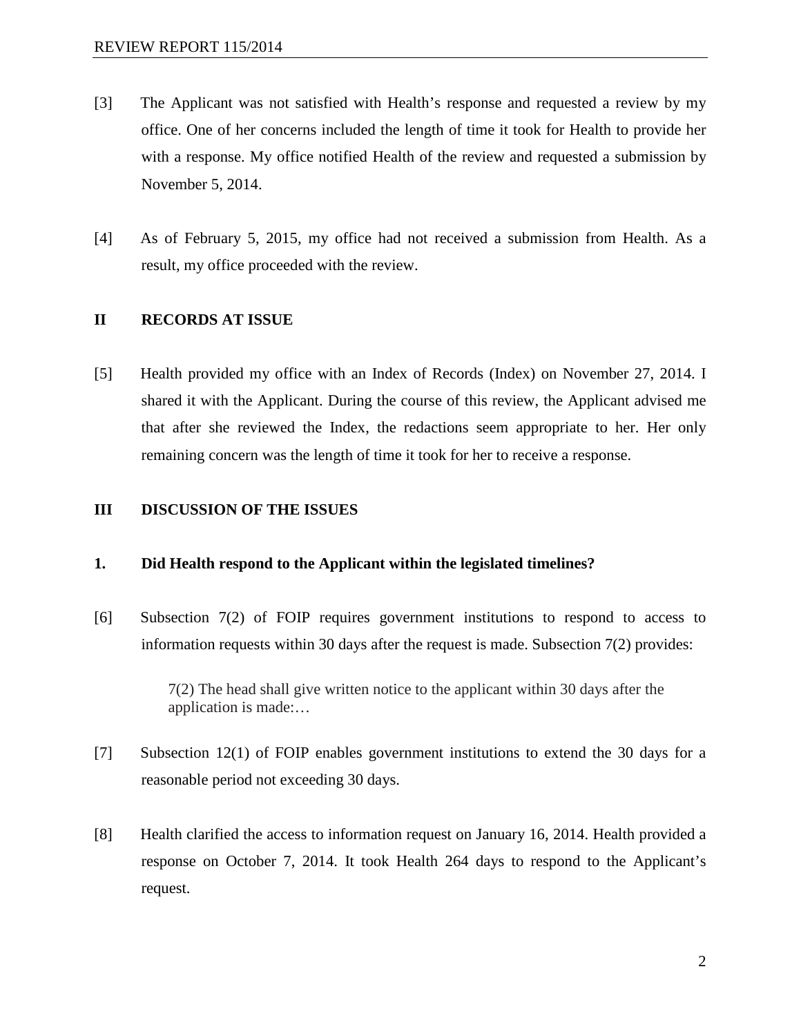[3] The Applicant was not satisfied with Health's response and requested a review by my office. One of her concerns included the length of time it took for Health to provide her with a response. My office notified Health of the review and requested a submission by November 5, 2014.

[4] As of February 5, 2015, my office had not received a submission from Health. As a result, my office proceeded with the review.

## II RECORDS AT ISSUE

[5] Health provided my office with an Index of Records (Index) on November 27, 2014. I shared it with the Applicant. During the course of this review, the Applicant advised me that after she reviewed the Index, the redactions seem appropriate to her. Her only remaining concern was the length of time it took for her to receive a response.

## III DISCUSSION OF THE ISSUES

### 1. Did Health respond to the Applicant within the legislated timelines?

[6] Subsection 7(2) of FOIP requires government institutions to respond to access to information requests within 30 days after the request is made. Subsection 7(2) provides:

> 7(2) The head shall give written notice to the applicant within 30 days after the application is made:…

[7] Subsection 12(1) of FOIP enables government institutions to extend the 30 days for a reasonable period not exceeding 30 days.

[8] Health clarified the access to information request on January 16, 2014. Health provided a response on October 7, 2014. It took Health 264 days to respond to the Applicant's request.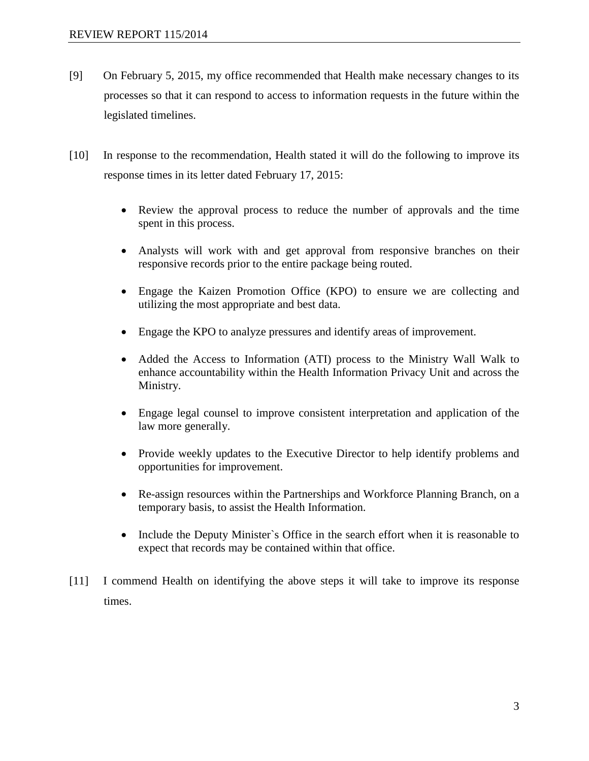[9] On February 5, 2015, my office recommended that Health make necessary changes to its processes so that it can respond to access to information requests in the future within the legislated timelines.

[10] In response to the recommendation, Health stated it will do the following to improve its response times in its letter dated February 17, 2015:

- Review the approval process to reduce the number of approvals and the time spent in this process.
- Analysts will work with and get approval from responsive branches on their responsive records prior to the entire package being routed.
- Engage the Kaizen Promotion Office (KPO) to ensure we are collecting and utilizing the most appropriate and best data.
- Engage the KPO to analyze pressures and identify areas of improvement.
- Added the Access to Information (ATI) process to the Ministry Wall Walk to enhance accountability within the Health Information Privacy Unit and across the Ministry.
- Engage legal counsel to improve consistent interpretation and application of the law more generally.
- Provide weekly updates to the Executive Director to help identify problems and opportunities for improvement.
- Re-assign resources within the Partnerships and Workforce Planning Branch, on a temporary basis, to assist the Health Information.
- Include the Deputy Minister`s Office in the search effort when it is reasonable to expect that records may be contained within that office.

[11] I commend Health on identifying the above steps it will take to improve its response times.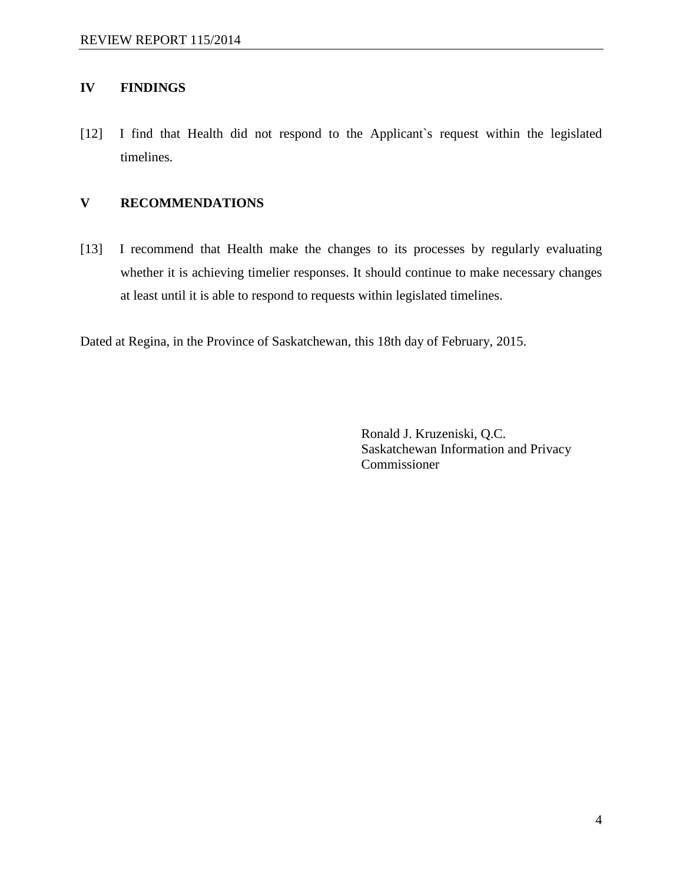## IV FINDINGS

[12] I find that Health did not respond to the Applicant`s request within the legislated timelines.

## V RECOMMENDATIONS

[13] I recommend that Health make the changes to its processes by regularly evaluating whether it is achieving timelier responses. It should continue to make necessary changes at least until it is able to respond to requests within legislated timelines.

Dated at Regina, in the Province of Saskatchewan, this 18th day of February, 2015.

Ronald J. Kruzeniski, Q.C.
Saskatchewan Information and Privacy Commissioner